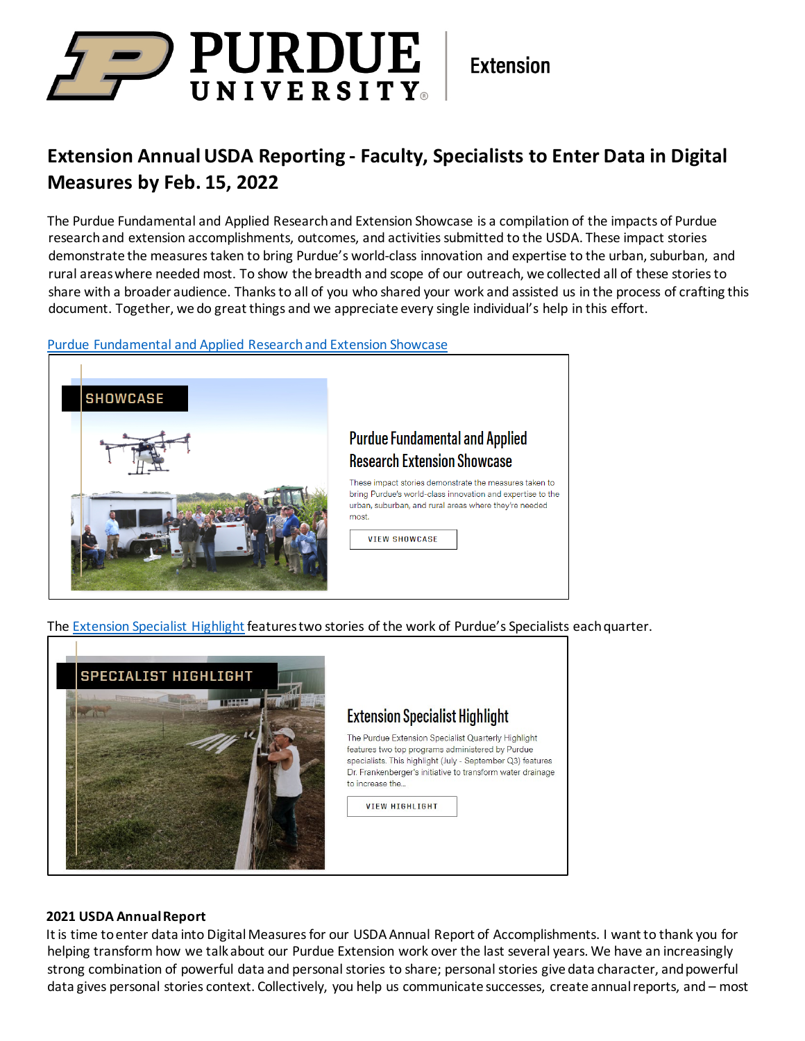Purdue University | Extension

# Extension Annual USDA Reporting - Faculty, Specialists to Enter Data in Digital Measures by Feb. 15, 2022

The Purdue Fundamental and Applied Research and Extension Showcase is a compilation of the impacts of Purdue research and extension accomplishments, outcomes, and activities submitted to the USDA. These impact stories demonstrate the measures taken to bring Purdue's world-class innovation and expertise to the urban, suburban, and rural areas where needed most. To show the breadth and scope of our outreach, we collected all of these stories to share with a broader audience. Thanks to all of you who shared your work and assisted us in the process of crafting this document. Together, we do great things and we appreciate every single individual's help in this effort.

[Purdue Fundamental and Applied Research and Extension Showcase]

SHOWCASE

**Purdue Fundamental and Applied Research Extension Showcase**

These impact stories demonstrate the measures taken to bring Purdue's world-class innovation and expertise to the urban, suburban, and rural areas where they're needed most.

VIEW SHOWCASE

The [Extension Specialist Highlight] features two stories of the work of Purdue's Specialists each quarter.

SPECIALIST HIGHLIGHT

**Extension Specialist Highlight**

The Purdue Extension Specialist Quarterly Highlight features two top programs administered by Purdue specialists. This highlight (July - September Q3) features Dr. Frankenberger's initiative to transform water drainage to increase the...

VIEW HIGHLIGHT

**2021 USDA Annual Report**

It is time to enter data into Digital Measures for our USDA Annual Report of Accomplishments. I want to thank you for helping transform how we talk about our Purdue Extension work over the last several years. We have an increasingly strong combination of powerful data and personal stories to share; personal stories give data character, and powerful data gives personal stories context. Collectively, you help us communicate successes, create annual reports, and – most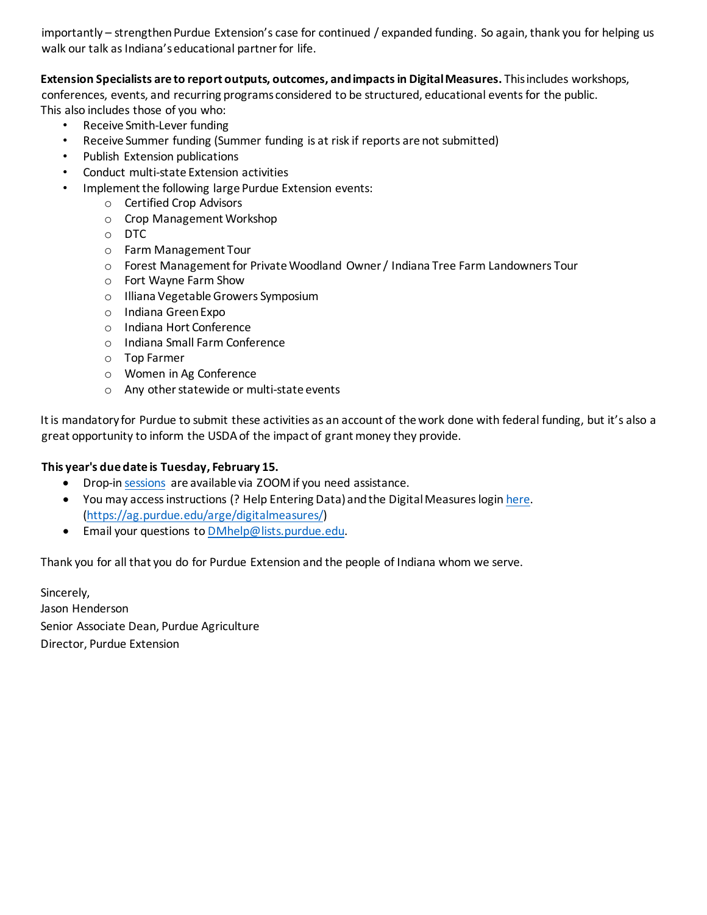importantly – strengthen Purdue Extension's case for continued / expanded funding. So again, thank you for helping us walk our talk as Indiana's educational partner for life.

**Extension Specialists are to report outputs, outcomes, and impacts in Digital Measures.** This includes workshops, conferences, events, and recurring programs considered to be structured, educational events for the public. This also includes those of you who:

- Receive Smith-Lever funding
- Receive Summer funding (Summer funding is at risk if reports are not submitted)
- Publish Extension publications
- Conduct multi-state Extension activities
- Implement the following large Purdue Extension events:
  - Certified Crop Advisors
  - Crop Management Workshop
  - DTC
  - Farm Management Tour
  - Forest Management for Private Woodland Owner / Indiana Tree Farm Landowners Tour
  - Fort Wayne Farm Show
  - Illiana Vegetable Growers Symposium
  - Indiana Green Expo
  - Indiana Hort Conference
  - Indiana Small Farm Conference
  - Top Farmer
  - Women in Ag Conference
  - Any other statewide or multi-state events

It is mandatory for Purdue to submit these activities as an account of the work done with federal funding, but it's also a great opportunity to inform the USDA of the impact of grant money they provide.

**This year's due date is Tuesday, February 15.**

- Drop-in sessions are available via ZOOM if you need assistance.
- You may access instructions (? Help Entering Data) and the Digital Measures login here. (https://ag.purdue.edu/arge/digitalmeasures/)
- Email your questions to DMhelp@lists.purdue.edu.

Thank you for all that you do for Purdue Extension and the people of Indiana whom we serve.

Sincerely,
Jason Henderson
Senior Associate Dean, Purdue Agriculture
Director, Purdue Extension